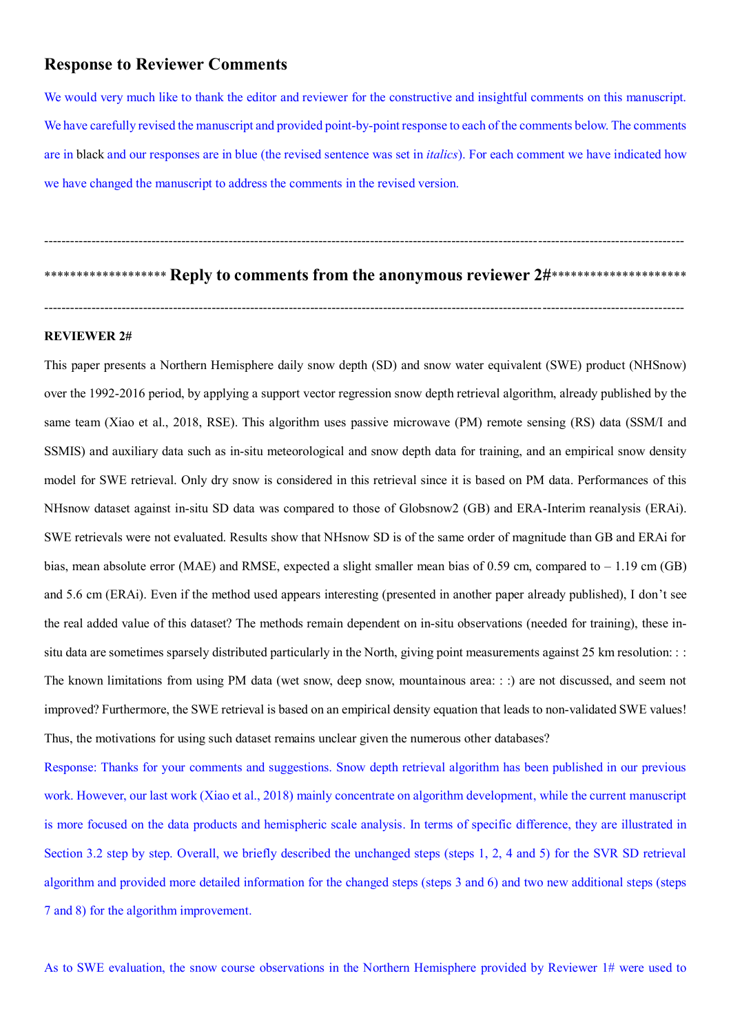## Response to Reviewer Comments

We would very much like to thank the editor and reviewer for the constructive and insightful comments on this manuscript. We have carefully revised the manuscript and provided point-by-point response to each of the comments below. The comments are in black and our responses are in blue (the revised sentence was set in *italics*). For each comment we have indicated how we have changed the manuscript to address the comments in the revised version.

---

### ****************** Reply to comments from the anonymous reviewer 2#********************

---

**REVIEWER 2#**

This paper presents a Northern Hemisphere daily snow depth (SD) and snow water equivalent (SWE) product (NHSnow) over the 1992-2016 period, by applying a support vector regression snow depth retrieval algorithm, already published by the same team (Xiao et al., 2018, RSE). This algorithm uses passive microwave (PM) remote sensing (RS) data (SSM/I and SSMIS) and auxiliary data such as in-situ meteorological and snow depth data for training, and an empirical snow density model for SWE retrieval. Only dry snow is considered in this retrieval since it is based on PM data. Performances of this NHsnow dataset against in-situ SD data was compared to those of Globsnow2 (GB) and ERA-Interim reanalysis (ERAi). SWE retrievals were not evaluated. Results show that NHsnow SD is of the same order of magnitude than GB and ERAi for bias, mean absolute error (MAE) and RMSE, expected a slight smaller mean bias of 0.59 cm, compared to – 1.19 cm (GB) and 5.6 cm (ERAi). Even if the method used appears interesting (presented in another paper already published), I don't see the real added value of this dataset? The methods remain dependent on in-situ observations (needed for training), these in-situ data are sometimes sparsely distributed particularly in the North, giving point measurements against 25 km resolution: : : The known limitations from using PM data (wet snow, deep snow, mountainous area: : :) are not discussed, and seem not improved? Furthermore, the SWE retrieval is based on an empirical density equation that leads to non-validated SWE values! Thus, the motivations for using such dataset remains unclear given the numerous other databases?

Response: Thanks for your comments and suggestions. Snow depth retrieval algorithm has been published in our previous work. However, our last work (Xiao et al., 2018) mainly concentrate on algorithm development, while the current manuscript is more focused on the data products and hemispheric scale analysis. In terms of specific difference, they are illustrated in Section 3.2 step by step. Overall, we briefly described the unchanged steps (steps 1, 2, 4 and 5) for the SVR SD retrieval algorithm and provided more detailed information for the changed steps (steps 3 and 6) and two new additional steps (steps 7 and 8) for the algorithm improvement.

As to SWE evaluation, the snow course observations in the Northern Hemisphere provided by Reviewer 1# were used to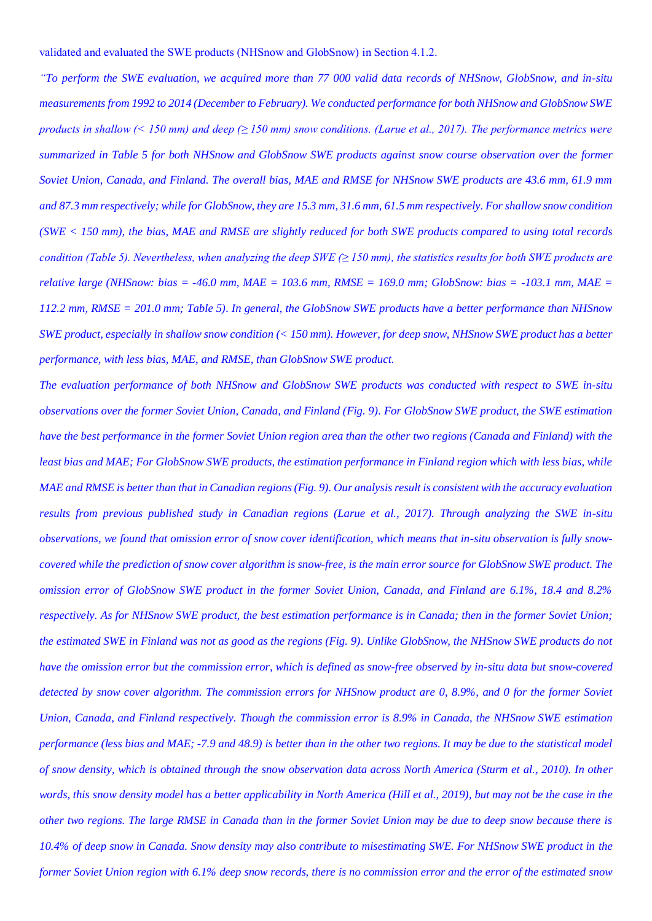validated and evaluated the SWE products (NHSnow and GlobSnow) in Section 4.1.2.

*"To perform the SWE evaluation, we acquired more than 77 000 valid data records of NHSnow, GlobSnow, and in-situ measurements from 1992 to 2014 (December to February). We conducted performance for both NHSnow and GlobSnow SWE products in shallow (< 150 mm) and deep (≥ 150 mm) snow conditions. (Larue et al., 2017). The performance metrics were summarized in Table 5 for both NHSnow and GlobSnow SWE products against snow course observation over the former Soviet Union, Canada, and Finland. The overall bias, MAE and RMSE for NHSnow SWE products are 43.6 mm, 61.9 mm and 87.3 mm respectively; while for GlobSnow, they are 15.3 mm, 31.6 mm, 61.5 mm respectively. For shallow snow condition (SWE < 150 mm), the bias, MAE and RMSE are slightly reduced for both SWE products compared to using total records condition (Table 5). Nevertheless, when analyzing the deep SWE (≥ 150 mm), the statistics results for both SWE products are relative large (NHSnow: bias = -46.0 mm, MAE = 103.6 mm, RMSE = 169.0 mm; GlobSnow: bias = -103.1 mm, MAE = 112.2 mm, RMSE = 201.0 mm; Table 5). In general, the GlobSnow SWE products have a better performance than NHSnow SWE product, especially in shallow snow condition (< 150 mm). However, for deep snow, NHSnow SWE product has a better performance, with less bias, MAE, and RMSE, than GlobSnow SWE product.*

*The evaluation performance of both NHSnow and GlobSnow SWE products was conducted with respect to SWE in-situ observations over the former Soviet Union, Canada, and Finland (Fig. 9). For GlobSnow SWE product, the SWE estimation have the best performance in the former Soviet Union region area than the other two regions (Canada and Finland) with the least bias and MAE; For GlobSnow SWE products, the estimation performance in Finland region which with less bias, while MAE and RMSE is better than that in Canadian regions (Fig. 9). Our analysis result is consistent with the accuracy evaluation results from previous published study in Canadian regions (Larue et al., 2017). Through analyzing the SWE in-situ observations, we found that omission error of snow cover identification, which means that in-situ observation is fully snow-covered while the prediction of snow cover algorithm is snow-free, is the main error source for GlobSnow SWE product. The omission error of GlobSnow SWE product in the former Soviet Union, Canada, and Finland are 6.1%, 18.4 and 8.2% respectively. As for NHSnow SWE product, the best estimation performance is in Canada; then in the former Soviet Union; the estimated SWE in Finland was not as good as the regions (Fig. 9). Unlike GlobSnow, the NHSnow SWE products do not have the omission error but the commission error, which is defined as snow-free observed by in-situ data but snow-covered detected by snow cover algorithm. The commission errors for NHSnow product are 0, 8.9%, and 0 for the former Soviet Union, Canada, and Finland respectively. Though the commission error is 8.9% in Canada, the NHSnow SWE estimation performance (less bias and MAE; -7.9 and 48.9) is better than in the other two regions. It may be due to the statistical model of snow density, which is obtained through the snow observation data across North America (Sturm et al., 2010). In other words, this snow density model has a better applicability in North America (Hill et al., 2019), but may not be the case in the other two regions. The large RMSE in Canada than in the former Soviet Union may be due to deep snow because there is 10.4% of deep snow in Canada. Snow density may also contribute to misestimating SWE. For NHSnow SWE product in the former Soviet Union region with 6.1% deep snow records, there is no commission error and the error of the estimated snow*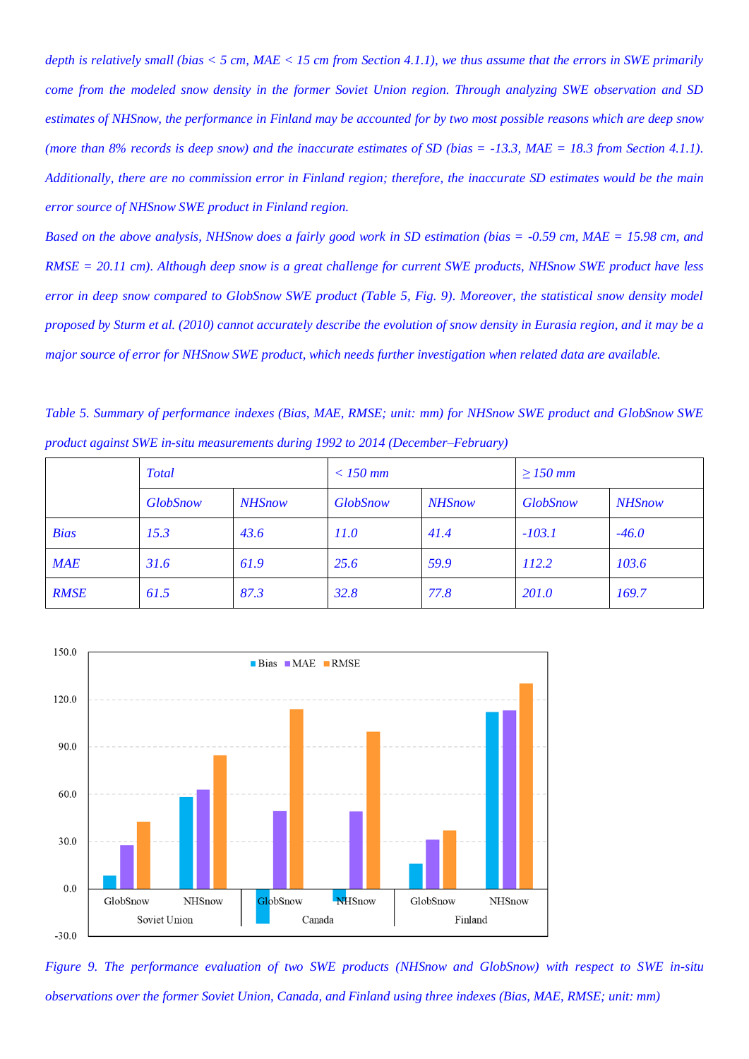*depth is relatively small (bias < 5 cm, MAE < 15 cm from Section 4.1.1), we thus assume that the errors in SWE primarily come from the modeled snow density in the former Soviet Union region. Through analyzing SWE observation and SD estimates of NHSnow, the performance in Finland may be accounted for by two most possible reasons which are deep snow (more than 8% records is deep snow) and the inaccurate estimates of SD (bias = -13.3, MAE = 18.3 from Section 4.1.1). Additionally, there are no commission error in Finland region; therefore, the inaccurate SD estimates would be the main error source of NHSnow SWE product in Finland region.*

*Based on the above analysis, NHSnow does a fairly good work in SD estimation (bias = -0.59 cm, MAE = 15.98 cm, and RMSE = 20.11 cm). Although deep snow is a great challenge for current SWE products, NHSnow SWE product have less error in deep snow compared to GlobSnow SWE product (Table 5, Fig. 9). Moreover, the statistical snow density model proposed by Sturm et al. (2010) cannot accurately describe the evolution of snow density in Eurasia region, and it may be a major source of error for NHSnow SWE product, which needs further investigation when related data are available.*

*Table 5. Summary of performance indexes (Bias, MAE, RMSE; unit: mm) for NHSnow SWE product and GlobSnow SWE product against SWE in-situ measurements during 1992 to 2014 (December–February)*

| | Total | | < 150 mm | | ≥ 150 mm | |
|---|---|---|---|---|---|---|
| | GlobSnow | NHSnow | GlobSnow | NHSnow | GlobSnow | NHSnow |
| Bias | 15.3 | 43.6 | 11.0 | 41.4 | -103.1 | -46.0 |
| MAE | 31.6 | 61.9 | 25.6 | 59.9 | 112.2 | 103.6 |
| RMSE | 61.5 | 87.3 | 32.8 | 77.8 | 201.0 | 169.7 |

*Figure 9. The performance evaluation of two SWE products (NHSnow and GlobSnow) with respect to SWE in-situ observations over the former Soviet Union, Canada, and Finland using three indexes (Bias, MAE, RMSE; unit: mm)*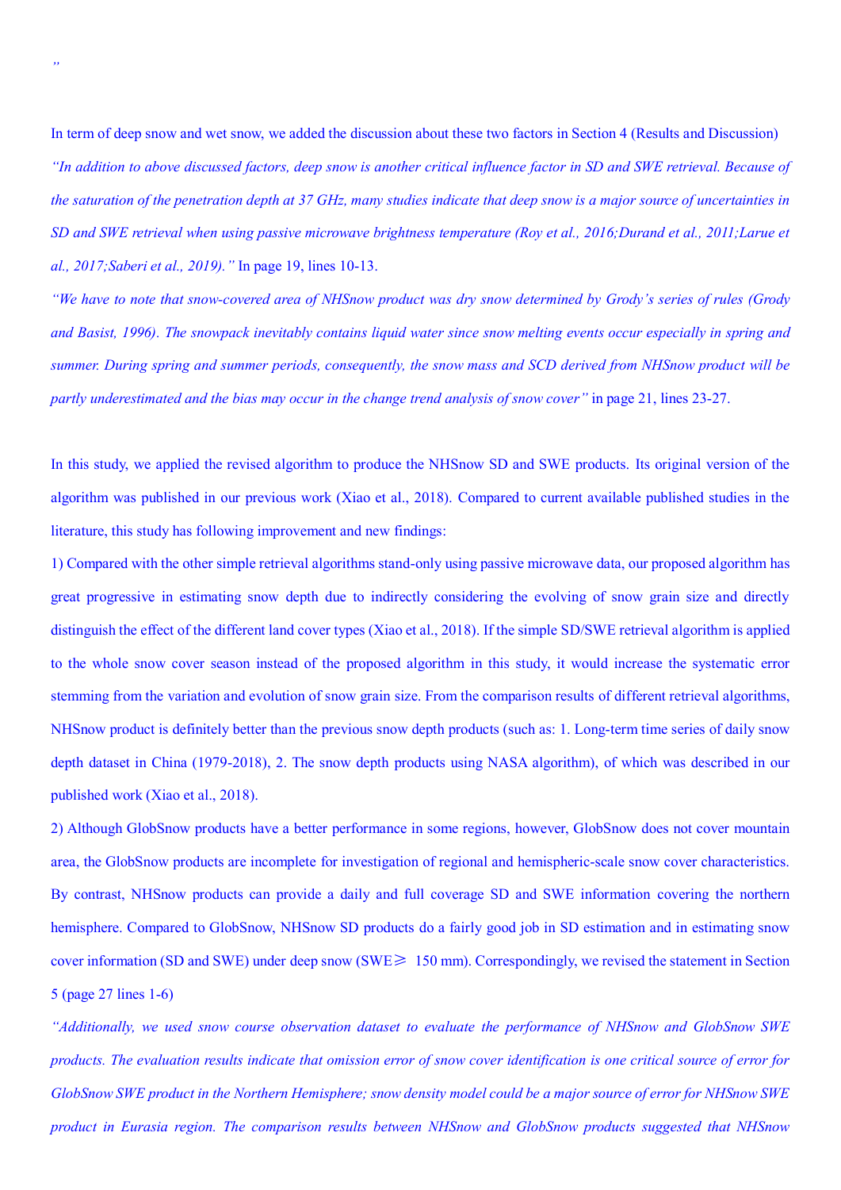"

In term of deep snow and wet snow, we added the discussion about these two factors in Section 4 (Results and Discussion)

*"In addition to above discussed factors, deep snow is another critical influence factor in SD and SWE retrieval. Because of the saturation of the penetration depth at 37 GHz, many studies indicate that deep snow is a major source of uncertainties in SD and SWE retrieval when using passive microwave brightness temperature (Roy et al., 2016;Durand et al., 2011;Larue et al., 2017;Saberi et al., 2019)."* In page 19, lines 10-13.

*"We have to note that snow-covered area of NHSnow product was dry snow determined by Grody's series of rules (Grody and Basist, 1996). The snowpack inevitably contains liquid water since snow melting events occur especially in spring and summer. During spring and summer periods, consequently, the snow mass and SCD derived from NHSnow product will be partly underestimated and the bias may occur in the change trend analysis of snow cover"* in page 21, lines 23-27.

In this study, we applied the revised algorithm to produce the NHSnow SD and SWE products. Its original version of the algorithm was published in our previous work (Xiao et al., 2018). Compared to current available published studies in the literature, this study has following improvement and new findings:

1) Compared with the other simple retrieval algorithms stand-only using passive microwave data, our proposed algorithm has great progressive in estimating snow depth due to indirectly considering the evolving of snow grain size and directly distinguish the effect of the different land cover types (Xiao et al., 2018). If the simple SD/SWE retrieval algorithm is applied to the whole snow cover season instead of the proposed algorithm in this study, it would increase the systematic error stemming from the variation and evolution of snow grain size. From the comparison results of different retrieval algorithms, NHSnow product is definitely better than the previous snow depth products (such as: 1. Long-term time series of daily snow depth dataset in China (1979-2018), 2. The snow depth products using NASA algorithm), of which was described in our published work (Xiao et al., 2018).

2) Although GlobSnow products have a better performance in some regions, however, GlobSnow does not cover mountain area, the GlobSnow products are incomplete for investigation of regional and hemispheric-scale snow cover characteristics. By contrast, NHSnow products can provide a daily and full coverage SD and SWE information covering the northern hemisphere. Compared to GlobSnow, NHSnow SD products do a fairly good job in SD estimation and in estimating snow cover information (SD and SWE) under deep snow (SWE≥ 150 mm). Correspondingly, we revised the statement in Section 5 (page 27 lines 1-6)

*"Additionally, we used snow course observation dataset to evaluate the performance of NHSnow and GlobSnow SWE products. The evaluation results indicate that omission error of snow cover identification is one critical source of error for GlobSnow SWE product in the Northern Hemisphere; snow density model could be a major source of error for NHSnow SWE product in Eurasia region. The comparison results between NHSnow and GlobSnow products suggested that NHSnow*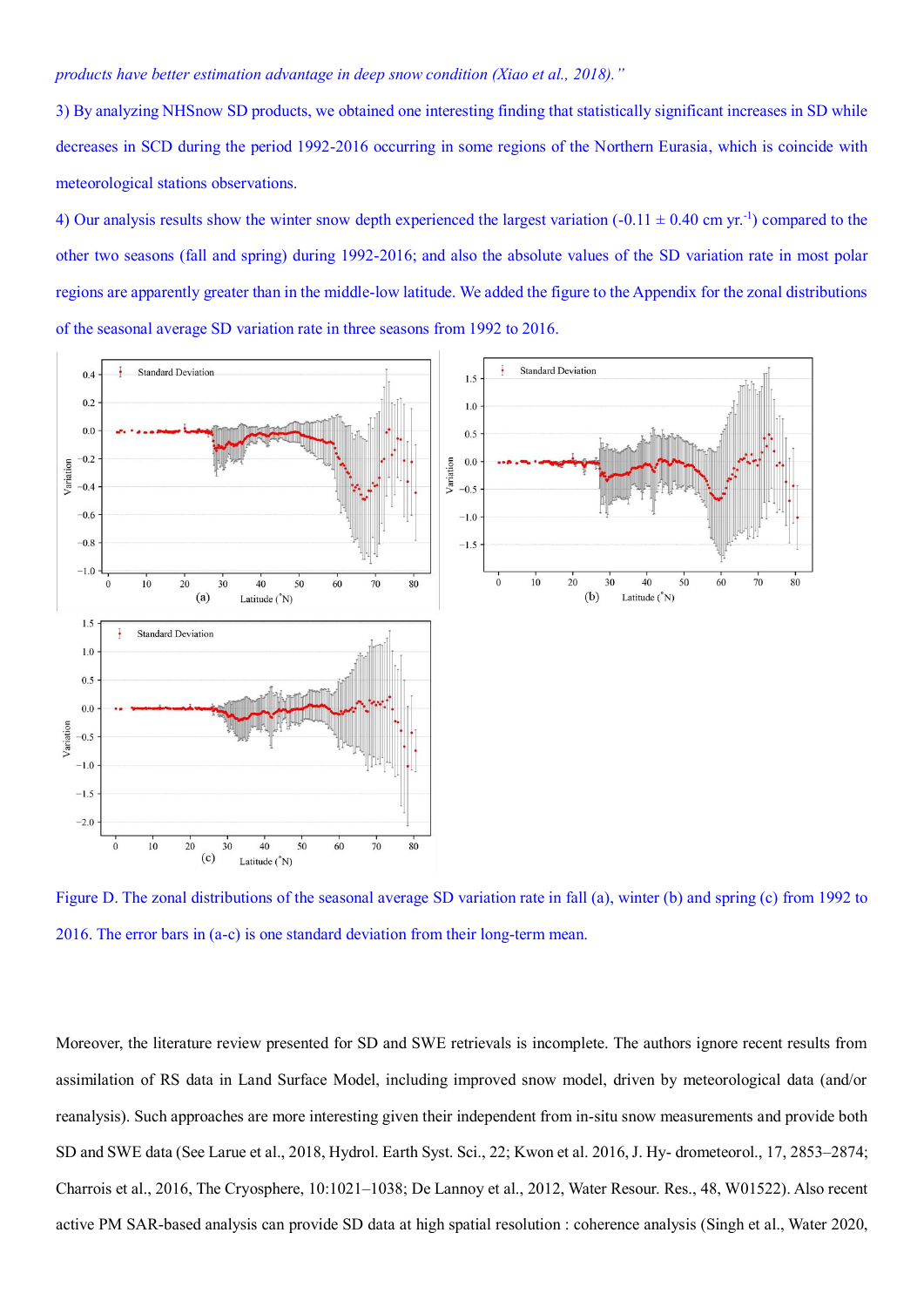*products have better estimation advantage in deep snow condition (Xiao et al., 2018)."*

3) By analyzing NHSnow SD products, we obtained one interesting finding that statistically significant increases in SD while decreases in SCD during the period 1992-2016 occurring in some regions of the Northern Eurasia, which is coincide with meteorological stations observations.

4) Our analysis results show the winter snow depth experienced the largest variation ($-0.11 \pm 0.40$ cm yr.$^{-1}$) compared to the other two seasons (fall and spring) during 1992-2016; and also the absolute values of the SD variation rate in most polar regions are apparently greater than in the middle-low latitude. We added the figure to the Appendix for the zonal distributions of the seasonal average SD variation rate in three seasons from 1992 to 2016.

Figure D. The zonal distributions of the seasonal average SD variation rate in fall (a), winter (b) and spring (c) from 1992 to 2016. The error bars in (a-c) is one standard deviation from their long-term mean.

Moreover, the literature review presented for SD and SWE retrievals is incomplete. The authors ignore recent results from assimilation of RS data in Land Surface Model, including improved snow model, driven by meteorological data (and/or reanalysis). Such approaches are more interesting given their independent from in-situ snow measurements and provide both SD and SWE data (See Larue et al., 2018, Hydrol. Earth Syst. Sci., 22; Kwon et al. 2016, J. Hy- drometeorol., 17, 2853–2874; Charrois et al., 2016, The Cryosphere, 10:1021–1038; De Lannoy et al., 2012, Water Resour. Res., 48, W01522). Also recent active PM SAR-based analysis can provide SD data at high spatial resolution : coherence analysis (Singh et al., Water 2020,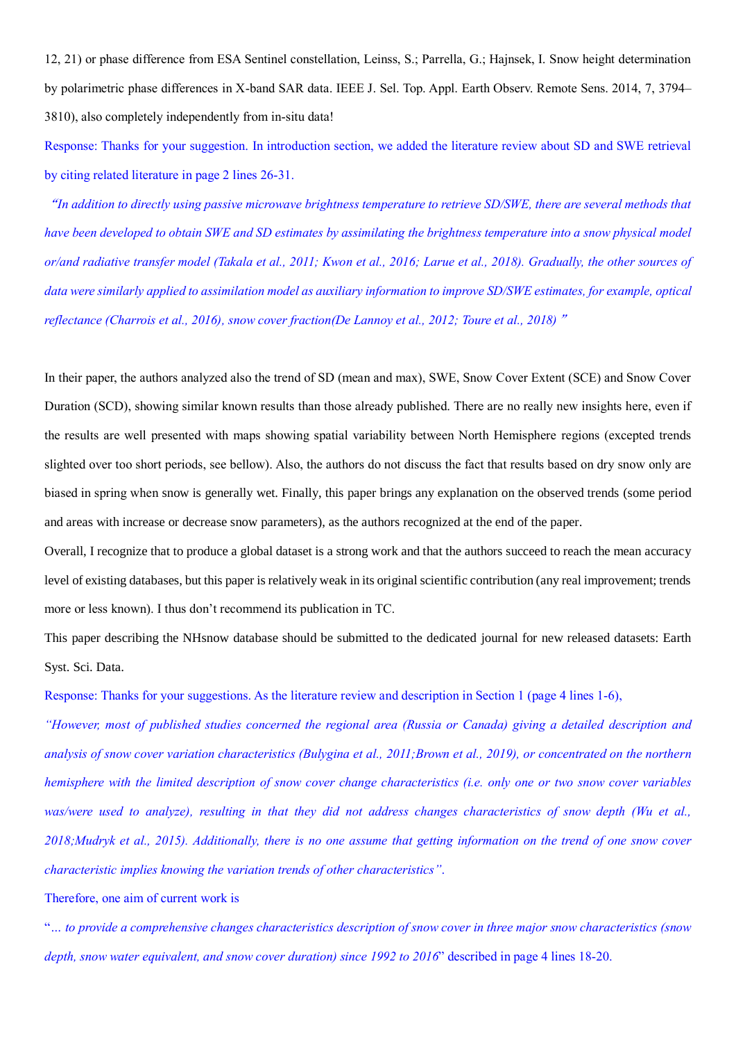12, 21) or phase difference from ESA Sentinel constellation, Leinss, S.; Parrella, G.; Hajnsek, I. Snow height determination by polarimetric phase differences in X-band SAR data. IEEE J. Sel. Top. Appl. Earth Observ. Remote Sens. 2014, 7, 3794–3810), also completely independently from in-situ data!

Response: Thanks for your suggestion. In introduction section, we added the literature review about SD and SWE retrieval by citing related literature in page 2 lines 26-31.

*"In addition to directly using passive microwave brightness temperature to retrieve SD/SWE, there are several methods that have been developed to obtain SWE and SD estimates by assimilating the brightness temperature into a snow physical model or/and radiative transfer model (Takala et al., 2011; Kwon et al., 2016; Larue et al., 2018). Gradually, the other sources of data were similarly applied to assimilation model as auxiliary information to improve SD/SWE estimates, for example, optical reflectance (Charrois et al., 2016), snow cover fraction(De Lannoy et al., 2012; Toure et al., 2018) "*

In their paper, the authors analyzed also the trend of SD (mean and max), SWE, Snow Cover Extent (SCE) and Snow Cover Duration (SCD), showing similar known results than those already published. There are no really new insights here, even if the results are well presented with maps showing spatial variability between North Hemisphere regions (excepted trends slighted over too short periods, see bellow). Also, the authors do not discuss the fact that results based on dry snow only are biased in spring when snow is generally wet. Finally, this paper brings any explanation on the observed trends (some period and areas with increase or decrease snow parameters), as the authors recognized at the end of the paper.

Overall, I recognize that to produce a global dataset is a strong work and that the authors succeed to reach the mean accuracy level of existing databases, but this paper is relatively weak in its original scientific contribution (any real improvement; trends more or less known). I thus don't recommend its publication in TC.

This paper describing the NHsnow database should be submitted to the dedicated journal for new released datasets: Earth Syst. Sci. Data.

Response: Thanks for your suggestions. As the literature review and description in Section 1 (page 4 lines 1-6),

*"However, most of published studies concerned the regional area (Russia or Canada) giving a detailed description and analysis of snow cover variation characteristics (Bulygina et al., 2011;Brown et al., 2019), or concentrated on the northern hemisphere with the limited description of snow cover change characteristics (i.e. only one or two snow cover variables was/were used to analyze), resulting in that they did not address changes characteristics of snow depth (Wu et al., 2018;Mudryk et al., 2015). Additionally, there is no one assume that getting information on the trend of one snow cover characteristic implies knowing the variation trends of other characteristics".*

Therefore, one aim of current work is

"*... to provide a comprehensive changes characteristics description of snow cover in three major snow characteristics (snow depth, snow water equivalent, and snow cover duration) since 1992 to 2016*" described in page 4 lines 18-20.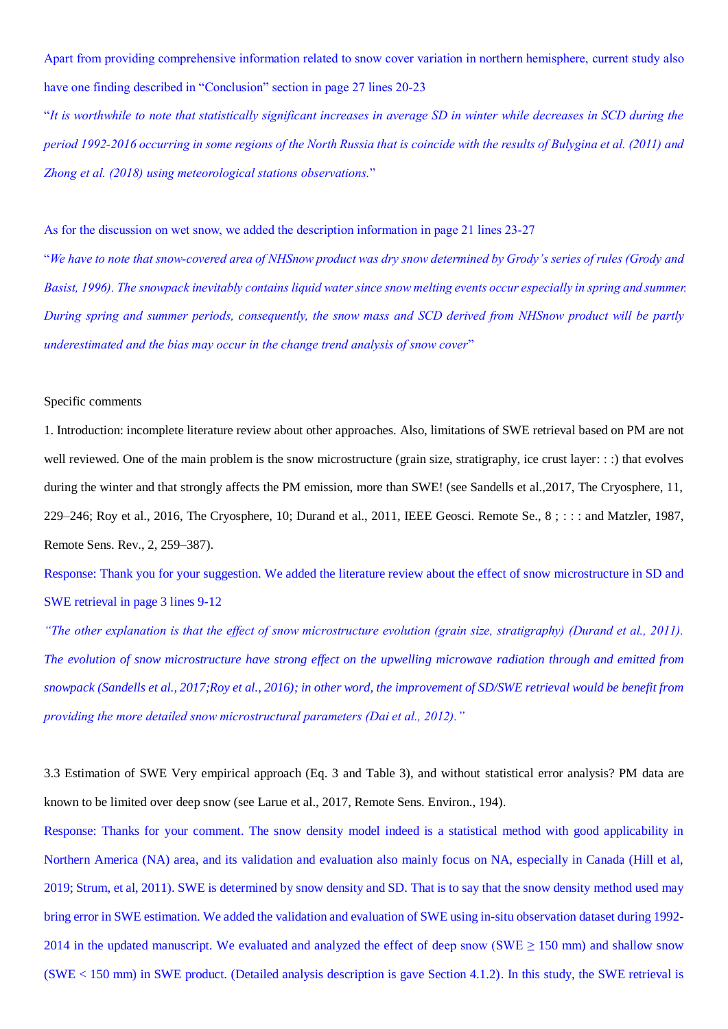Apart from providing comprehensive information related to snow cover variation in northern hemisphere, current study also have one finding described in "Conclusion" section in page 27 lines 20-23

"*It is worthwhile to note that statistically significant increases in average SD in winter while decreases in SCD during the period 1992-2016 occurring in some regions of the North Russia that is coincide with the results of Bulygina et al. (2011) and Zhong et al. (2018) using meteorological stations observations.*"

As for the discussion on wet snow, we added the description information in page 21 lines 23-27

"*We have to note that snow-covered area of NHSnow product was dry snow determined by Grody's series of rules (Grody and Basist, 1996). The snowpack inevitably contains liquid water since snow melting events occur especially in spring and summer. During spring and summer periods, consequently, the snow mass and SCD derived from NHSnow product will be partly underestimated and the bias may occur in the change trend analysis of snow cover*"

Specific comments

1. Introduction: incomplete literature review about other approaches. Also, limitations of SWE retrieval based on PM are not well reviewed. One of the main problem is the snow microstructure (grain size, stratigraphy, ice crust layer: : :) that evolves during the winter and that strongly affects the PM emission, more than SWE! (see Sandells et al.,2017, The Cryosphere, 11, 229–246; Roy et al., 2016, The Cryosphere, 10; Durand et al., 2011, IEEE Geosci. Remote Se., 8 ; : : : and Matzler, 1987, Remote Sens. Rev., 2, 259–387).

Response: Thank you for your suggestion. We added the literature review about the effect of snow microstructure in SD and SWE retrieval in page 3 lines 9-12

*"The other explanation is that the effect of snow microstructure evolution (grain size, stratigraphy) (Durand et al., 2011). The evolution of snow microstructure have strong effect on the upwelling microwave radiation through and emitted from snowpack (Sandells et al., 2017;Roy et al., 2016); in other word, the improvement of SD/SWE retrieval would be benefit from providing the more detailed snow microstructural parameters (Dai et al., 2012)."*

3.3 Estimation of SWE Very empirical approach (Eq. 3 and Table 3), and without statistical error analysis? PM data are known to be limited over deep snow (see Larue et al., 2017, Remote Sens. Environ., 194).

Response: Thanks for your comment. The snow density model indeed is a statistical method with good applicability in Northern America (NA) area, and its validation and evaluation also mainly focus on NA, especially in Canada (Hill et al, 2019; Strum, et al, 2011). SWE is determined by snow density and SD. That is to say that the snow density method used may bring error in SWE estimation. We added the validation and evaluation of SWE using in-situ observation dataset during 1992-2014 in the updated manuscript. We evaluated and analyzed the effect of deep snow (SWE ≥ 150 mm) and shallow snow (SWE < 150 mm) in SWE product. (Detailed analysis description is gave Section 4.1.2). In this study, the SWE retrieval is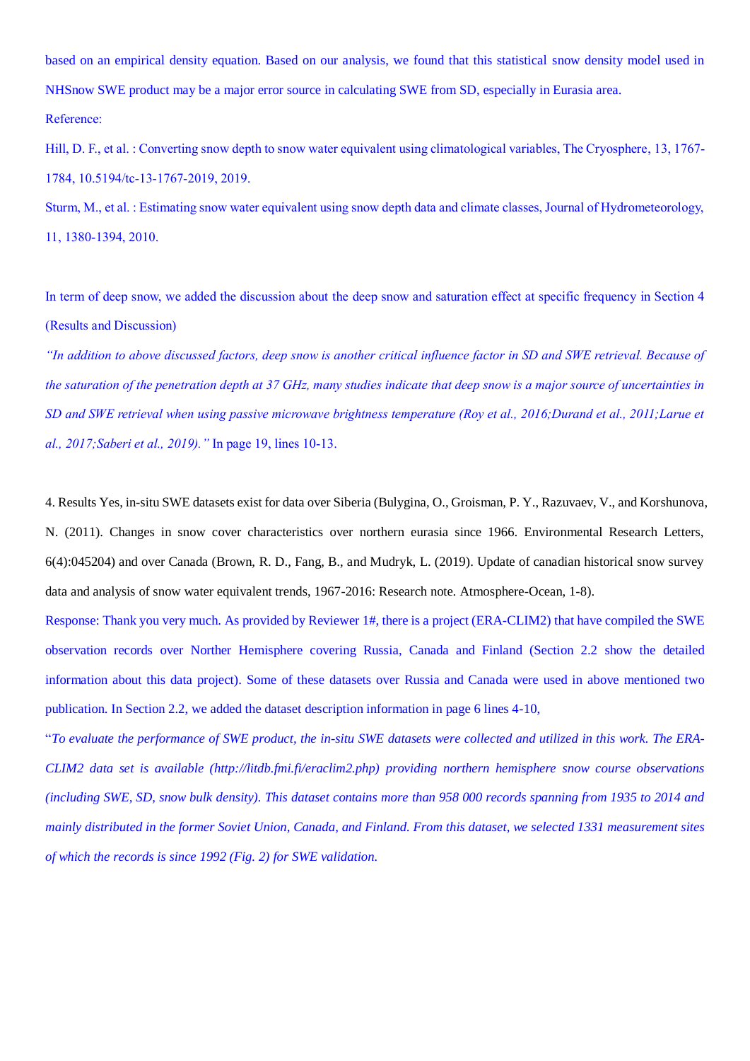based on an empirical density equation. Based on our analysis, we found that this statistical snow density model used in NHSnow SWE product may be a major error source in calculating SWE from SD, especially in Eurasia area.

Reference:

Hill, D. F., et al. : Converting snow depth to snow water equivalent using climatological variables, The Cryosphere, 13, 1767-1784, 10.5194/tc-13-1767-2019, 2019.

Sturm, M., et al. : Estimating snow water equivalent using snow depth data and climate classes, Journal of Hydrometeorology, 11, 1380-1394, 2010.

In term of deep snow, we added the discussion about the deep snow and saturation effect at specific frequency in Section 4 (Results and Discussion)

*"In addition to above discussed factors, deep snow is another critical influence factor in SD and SWE retrieval. Because of the saturation of the penetration depth at 37 GHz, many studies indicate that deep snow is a major source of uncertainties in SD and SWE retrieval when using passive microwave brightness temperature (Roy et al., 2016;Durand et al., 2011;Larue et al., 2017;Saberi et al., 2019)."* In page 19, lines 10-13.

4. Results Yes, in-situ SWE datasets exist for data over Siberia (Bulygina, O., Groisman, P. Y., Razuvaev, V., and Korshunova, N. (2011). Changes in snow cover characteristics over northern eurasia since 1966. Environmental Research Letters, 6(4):045204) and over Canada (Brown, R. D., Fang, B., and Mudryk, L. (2019). Update of canadian historical snow survey data and analysis of snow water equivalent trends, 1967-2016: Research note. Atmosphere-Ocean, 1-8).

Response: Thank you very much. As provided by Reviewer 1#, there is a project (ERA-CLIM2) that have compiled the SWE observation records over Norther Hemisphere covering Russia, Canada and Finland (Section 2.2 show the detailed information about this data project). Some of these datasets over Russia and Canada were used in above mentioned two publication. In Section 2.2, we added the dataset description information in page 6 lines 4-10,

"*To evaluate the performance of SWE product, the in-situ SWE datasets were collected and utilized in this work. The ERA-CLIM2 data set is available (http://litdb.fmi.fi/eraclim2.php) providing northern hemisphere snow course observations (including SWE, SD, snow bulk density). This dataset contains more than 958 000 records spanning from 1935 to 2014 and mainly distributed in the former Soviet Union, Canada, and Finland. From this dataset, we selected 1331 measurement sites of which the records is since 1992 (Fig. 2) for SWE validation.*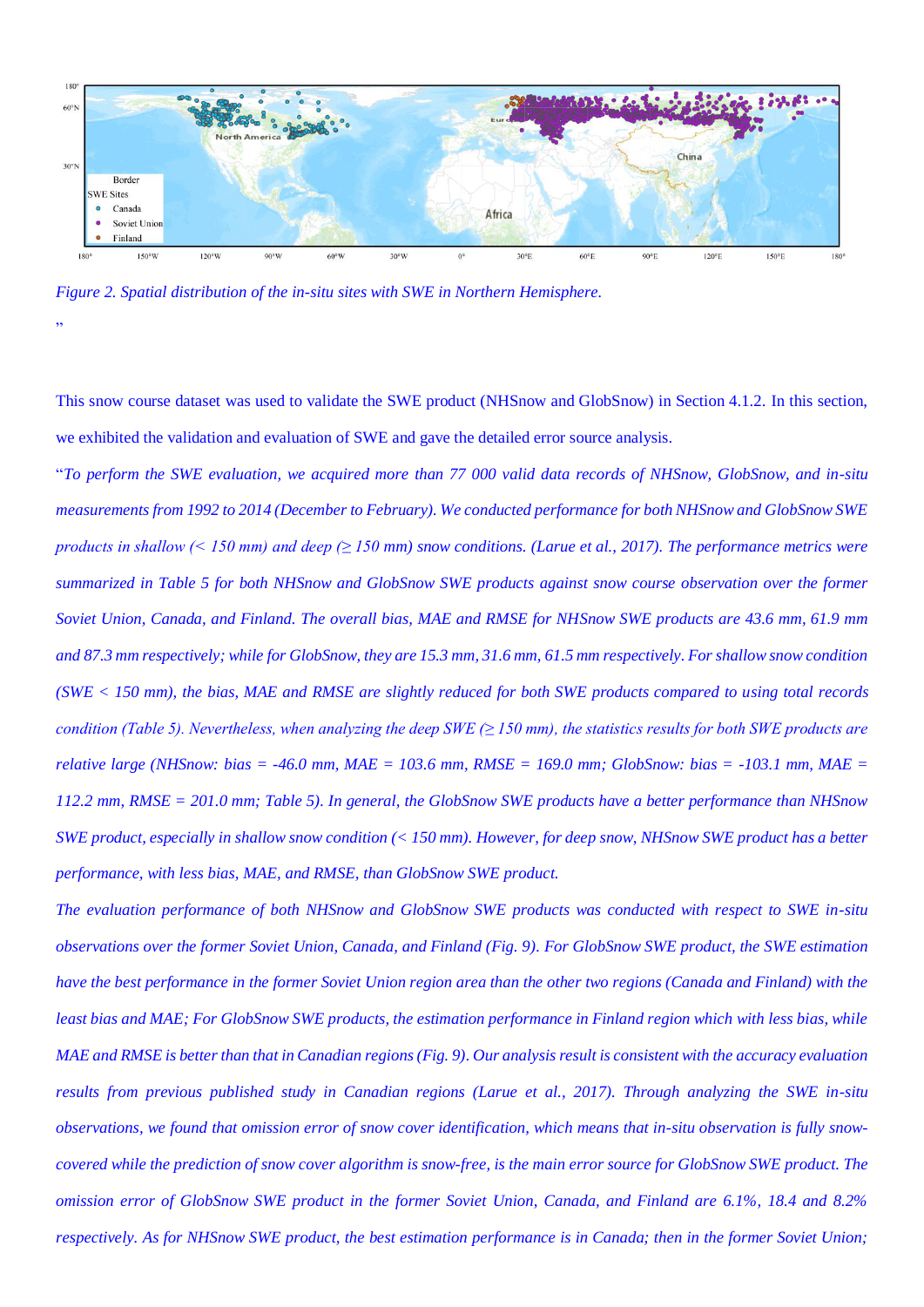*Figure 2. Spatial distribution of the in-situ sites with SWE in Northern Hemisphere.*

"

This snow course dataset was used to validate the SWE product (NHSnow and GlobSnow) in Section 4.1.2. In this section, we exhibited the validation and evaluation of SWE and gave the detailed error source analysis.

"*To perform the SWE evaluation, we acquired more than 77 000 valid data records of NHSnow, GlobSnow, and in-situ measurements from 1992 to 2014 (December to February). We conducted performance for both NHSnow and GlobSnow SWE products in shallow (< 150 mm) and deep (≥ 150 mm) snow conditions. (Larue et al., 2017). The performance metrics were summarized in Table 5 for both NHSnow and GlobSnow SWE products against snow course observation over the former Soviet Union, Canada, and Finland. The overall bias, MAE and RMSE for NHSnow SWE products are 43.6 mm, 61.9 mm and 87.3 mm respectively; while for GlobSnow, they are 15.3 mm, 31.6 mm, 61.5 mm respectively. For shallow snow condition (SWE < 150 mm), the bias, MAE and RMSE are slightly reduced for both SWE products compared to using total records condition (Table 5). Nevertheless, when analyzing the deep SWE (≥ 150 mm), the statistics results for both SWE products are relative large (NHSnow: bias = -46.0 mm, MAE = 103.6 mm, RMSE = 169.0 mm; GlobSnow: bias = -103.1 mm, MAE = 112.2 mm, RMSE = 201.0 mm; Table 5). In general, the GlobSnow SWE products have a better performance than NHSnow SWE product, especially in shallow snow condition (< 150 mm). However, for deep snow, NHSnow SWE product has a better performance, with less bias, MAE, and RMSE, than GlobSnow SWE product.*

*The evaluation performance of both NHSnow and GlobSnow SWE products was conducted with respect to SWE in-situ observations over the former Soviet Union, Canada, and Finland (Fig. 9). For GlobSnow SWE product, the SWE estimation have the best performance in the former Soviet Union region area than the other two regions (Canada and Finland) with the least bias and MAE; For GlobSnow SWE products, the estimation performance in Finland region which with less bias, while MAE and RMSE is better than that in Canadian regions (Fig. 9). Our analysis result is consistent with the accuracy evaluation results from previous published study in Canadian regions (Larue et al., 2017). Through analyzing the SWE in-situ observations, we found that omission error of snow cover identification, which means that in-situ observation is fully snow-covered while the prediction of snow cover algorithm is snow-free, is the main error source for GlobSnow SWE product. The omission error of GlobSnow SWE product in the former Soviet Union, Canada, and Finland are 6.1%, 18.4 and 8.2% respectively. As for NHSnow SWE product, the best estimation performance is in Canada; then in the former Soviet Union;*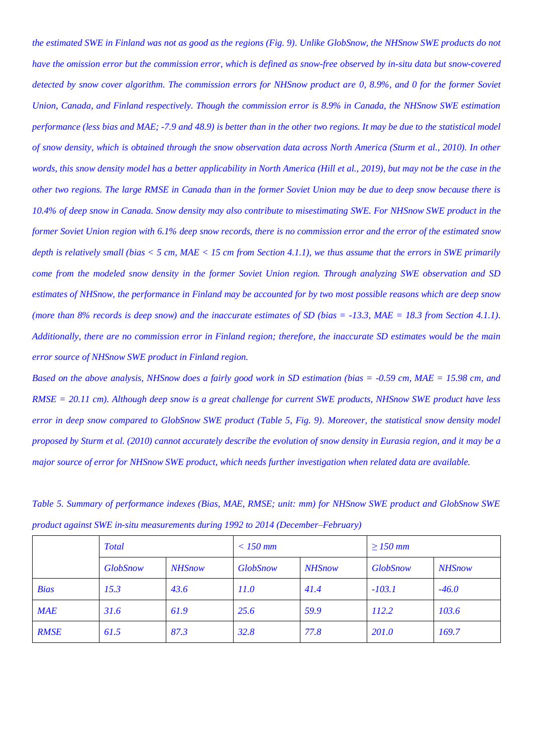*the estimated SWE in Finland was not as good as the regions (Fig. 9). Unlike GlobSnow, the NHSnow SWE products do not have the omission error but the commission error, which is defined as snow-free observed by in-situ data but snow-covered detected by snow cover algorithm. The commission errors for NHSnow product are 0, 8.9%, and 0 for the former Soviet Union, Canada, and Finland respectively. Though the commission error is 8.9% in Canada, the NHSnow SWE estimation performance (less bias and MAE; -7.9 and 48.9) is better than in the other two regions. It may be due to the statistical model of snow density, which is obtained through the snow observation data across North America (Sturm et al., 2010). In other words, this snow density model has a better applicability in North America (Hill et al., 2019), but may not be the case in the other two regions. The large RMSE in Canada than in the former Soviet Union may be due to deep snow because there is 10.4% of deep snow in Canada. Snow density may also contribute to misestimating SWE. For NHSnow SWE product in the former Soviet Union region with 6.1% deep snow records, there is no commission error and the error of the estimated snow depth is relatively small (bias < 5 cm, MAE < 15 cm from Section 4.1.1), we thus assume that the errors in SWE primarily come from the modeled snow density in the former Soviet Union region. Through analyzing SWE observation and SD estimates of NHSnow, the performance in Finland may be accounted for by two most possible reasons which are deep snow (more than 8% records is deep snow) and the inaccurate estimates of SD (bias = -13.3, MAE = 18.3 from Section 4.1.1). Additionally, there are no commission error in Finland region; therefore, the inaccurate SD estimates would be the main error source of NHSnow SWE product in Finland region.*

*Based on the above analysis, NHSnow does a fairly good work in SD estimation (bias = -0.59 cm, MAE = 15.98 cm, and RMSE = 20.11 cm). Although deep snow is a great challenge for current SWE products, NHSnow SWE product have less error in deep snow compared to GlobSnow SWE product (Table 5, Fig. 9). Moreover, the statistical snow density model proposed by Sturm et al. (2010) cannot accurately describe the evolution of snow density in Eurasia region, and it may be a major source of error for NHSnow SWE product, which needs further investigation when related data are available.*

*Table 5. Summary of performance indexes (Bias, MAE, RMSE; unit: mm) for NHSnow SWE product and GlobSnow SWE product against SWE in-situ measurements during 1992 to 2014 (December–February)*

| | Total | | < 150 mm | | ≥ 150 mm | |
|---|---|---|---|---|---|---|
| | GlobSnow | NHSnow | GlobSnow | NHSnow | GlobSnow | NHSnow |
| Bias | 15.3 | 43.6 | 11.0 | 41.4 | -103.1 | -46.0 |
| MAE | 31.6 | 61.9 | 25.6 | 59.9 | 112.2 | 103.6 |
| RMSE | 61.5 | 87.3 | 32.8 | 77.8 | 201.0 | 169.7 |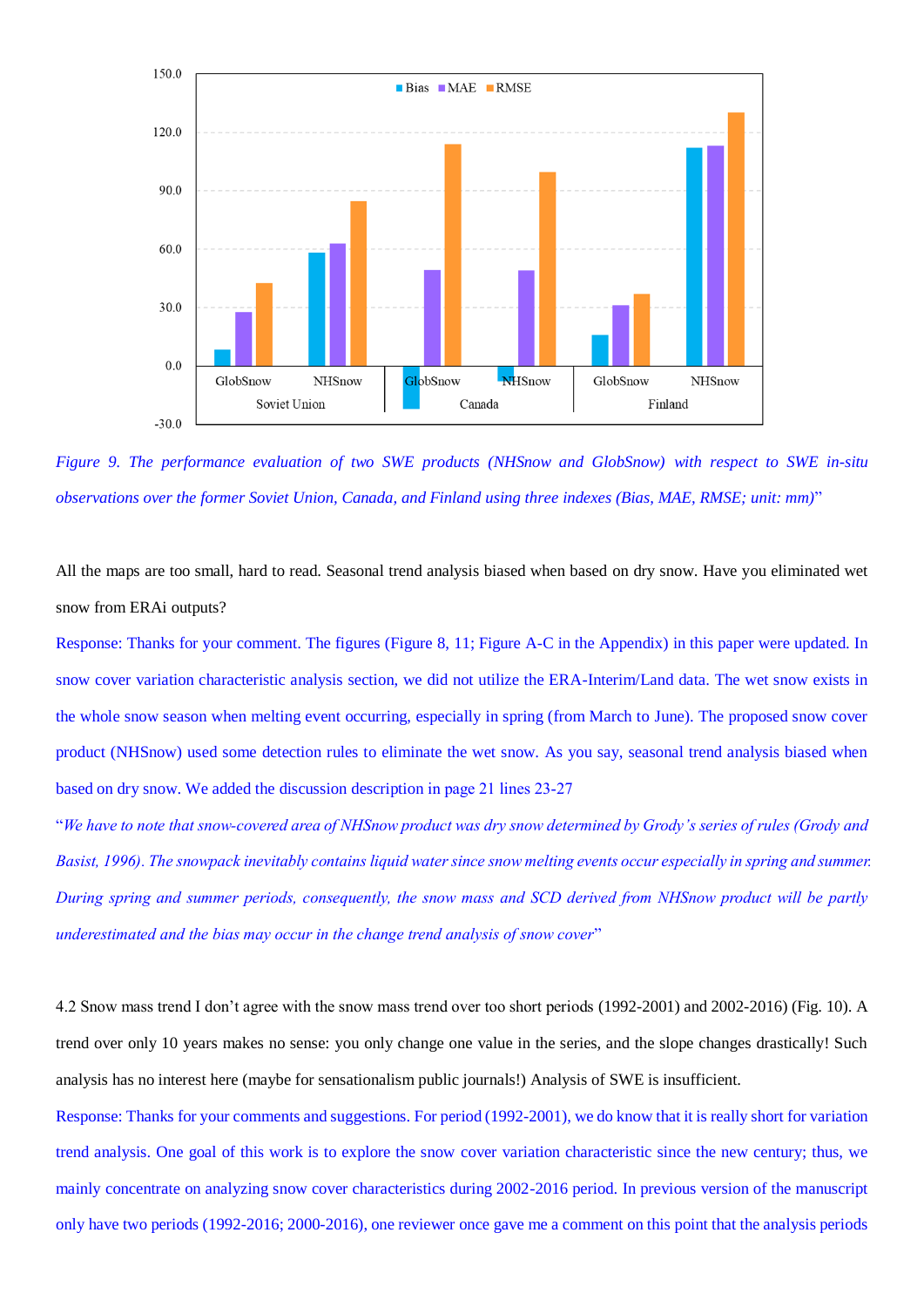*Figure 9. The performance evaluation of two SWE products (NHSnow and GlobSnow) with respect to SWE in-situ observations over the former Soviet Union, Canada, and Finland using three indexes (Bias, MAE, RMSE; unit: mm)*"

All the maps are too small, hard to read. Seasonal trend analysis biased when based on dry snow. Have you eliminated wet snow from ERAi outputs?

Response: Thanks for your comment. The figures (Figure 8, 11; Figure A-C in the Appendix) in this paper were updated. In snow cover variation characteristic analysis section, we did not utilize the ERA-Interim/Land data. The wet snow exists in the whole snow season when melting event occurring, especially in spring (from March to June). The proposed snow cover product (NHSnow) used some detection rules to eliminate the wet snow. As you say, seasonal trend analysis biased when based on dry snow. We added the discussion description in page 21 lines 23-27

"*We have to note that snow-covered area of NHSnow product was dry snow determined by Grody's series of rules (Grody and Basist, 1996). The snowpack inevitably contains liquid water since snow melting events occur especially in spring and summer. During spring and summer periods, consequently, the snow mass and SCD derived from NHSnow product will be partly underestimated and the bias may occur in the change trend analysis of snow cover*"

4.2 Snow mass trend I don't agree with the snow mass trend over too short periods (1992-2001) and 2002-2016) (Fig. 10). A trend over only 10 years makes no sense: you only change one value in the series, and the slope changes drastically! Such analysis has no interest here (maybe for sensationalism public journals!) Analysis of SWE is insufficient.

Response: Thanks for your comments and suggestions. For period (1992-2001), we do know that it is really short for variation trend analysis. One goal of this work is to explore the snow cover variation characteristic since the new century; thus, we mainly concentrate on analyzing snow cover characteristics during 2002-2016 period. In previous version of the manuscript only have two periods (1992-2016; 2000-2016), one reviewer once gave me a comment on this point that the analysis periods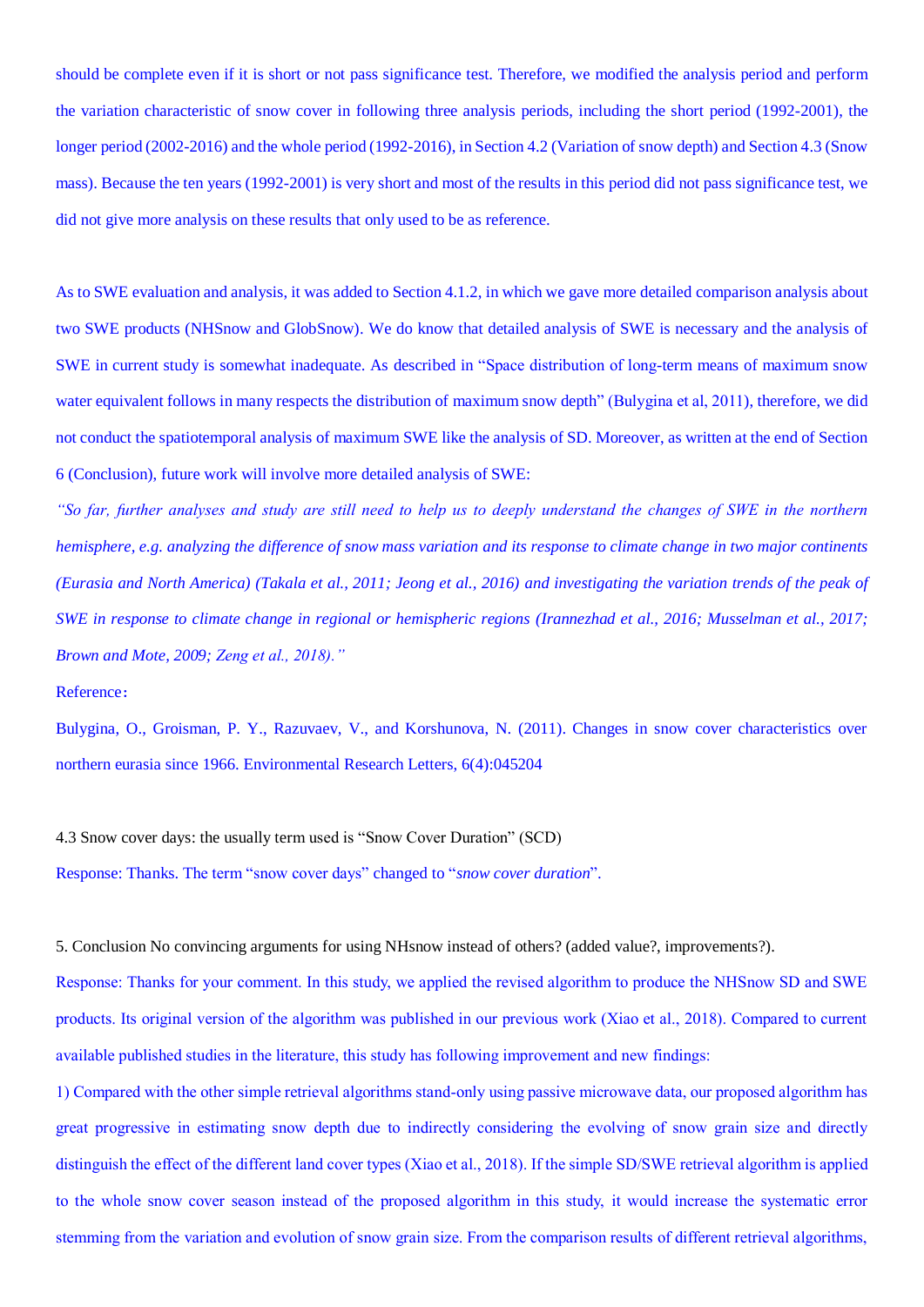should be complete even if it is short or not pass significance test. Therefore, we modified the analysis period and perform the variation characteristic of snow cover in following three analysis periods, including the short period (1992-2001), the longer period (2002-2016) and the whole period (1992-2016), in Section 4.2 (Variation of snow depth) and Section 4.3 (Snow mass). Because the ten years (1992-2001) is very short and most of the results in this period did not pass significance test, we did not give more analysis on these results that only used to be as reference.

As to SWE evaluation and analysis, it was added to Section 4.1.2, in which we gave more detailed comparison analysis about two SWE products (NHSnow and GlobSnow). We do know that detailed analysis of SWE is necessary and the analysis of SWE in current study is somewhat inadequate. As described in "Space distribution of long-term means of maximum snow water equivalent follows in many respects the distribution of maximum snow depth" (Bulygina et al, 2011), therefore, we did not conduct the spatiotemporal analysis of maximum SWE like the analysis of SD. Moreover, as written at the end of Section 6 (Conclusion), future work will involve more detailed analysis of SWE:

*"So far, further analyses and study are still need to help us to deeply understand the changes of SWE in the northern hemisphere, e.g. analyzing the difference of snow mass variation and its response to climate change in two major continents (Eurasia and North America) (Takala et al., 2011; Jeong et al., 2016) and investigating the variation trends of the peak of SWE in response to climate change in regional or hemispheric regions (Irannezhad et al., 2016; Musselman et al., 2017; Brown and Mote, 2009; Zeng et al., 2018)."*

Reference：

Bulygina, O., Groisman, P. Y., Razuvaev, V., and Korshunova, N. (2011). Changes in snow cover characteristics over northern eurasia since 1966. Environmental Research Letters, 6(4):045204

4.3 Snow cover days: the usually term used is "Snow Cover Duration" (SCD)

Response: Thanks. The term "snow cover days" changed to "*snow cover duration*".

5. Conclusion No convincing arguments for using NHsnow instead of others? (added value?, improvements?).

Response: Thanks for your comment. In this study, we applied the revised algorithm to produce the NHSnow SD and SWE products. Its original version of the algorithm was published in our previous work (Xiao et al., 2018). Compared to current available published studies in the literature, this study has following improvement and new findings:

1) Compared with the other simple retrieval algorithms stand-only using passive microwave data, our proposed algorithm has great progressive in estimating snow depth due to indirectly considering the evolving of snow grain size and directly distinguish the effect of the different land cover types (Xiao et al., 2018). If the simple SD/SWE retrieval algorithm is applied to the whole snow cover season instead of the proposed algorithm in this study, it would increase the systematic error stemming from the variation and evolution of snow grain size. From the comparison results of different retrieval algorithms,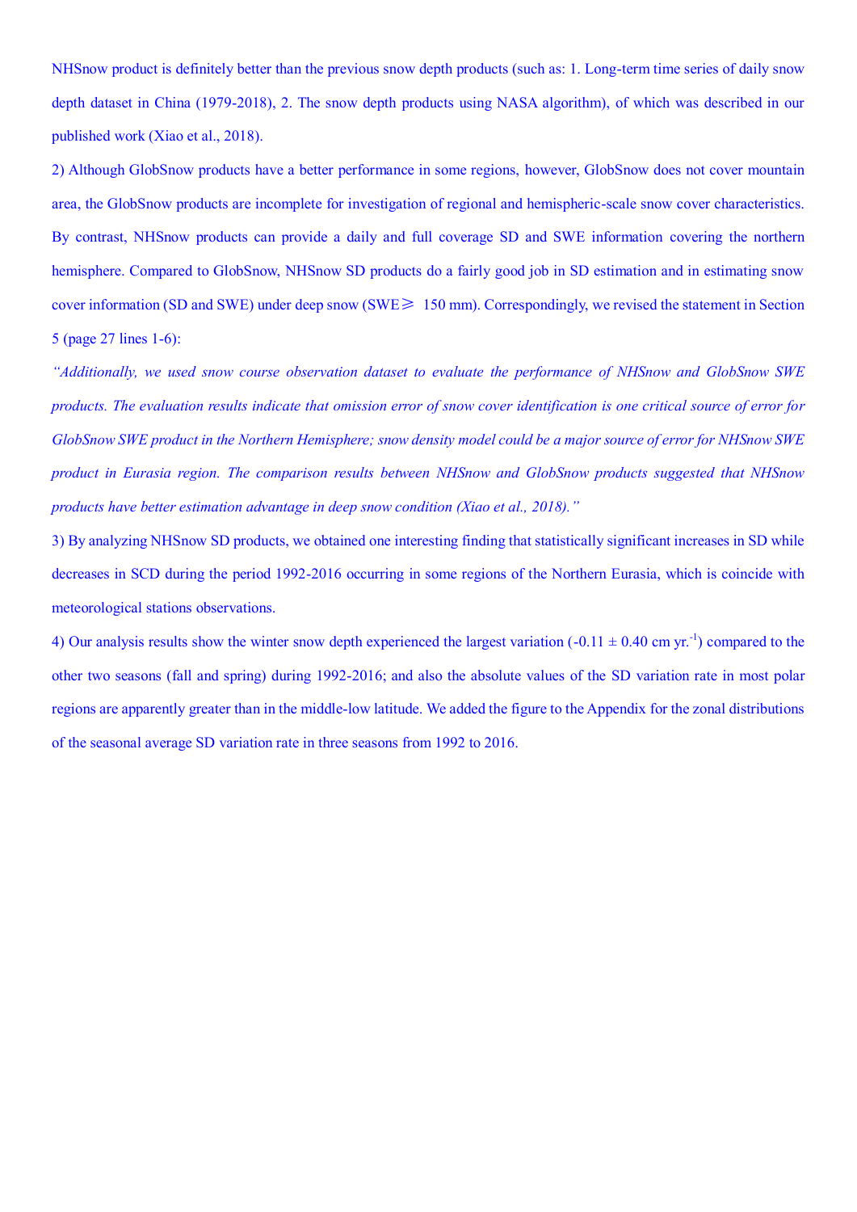NHSnow product is definitely better than the previous snow depth products (such as: 1. Long-term time series of daily snow depth dataset in China (1979-2018), 2. The snow depth products using NASA algorithm), of which was described in our published work (Xiao et al., 2018).

2) Although GlobSnow products have a better performance in some regions, however, GlobSnow does not cover mountain area, the GlobSnow products are incomplete for investigation of regional and hemispheric-scale snow cover characteristics. By contrast, NHSnow products can provide a daily and full coverage SD and SWE information covering the northern hemisphere. Compared to GlobSnow, NHSnow SD products do a fairly good job in SD estimation and in estimating snow cover information (SD and SWE) under deep snow (SWE $\geq$ 150 mm). Correspondingly, we revised the statement in Section 5 (page 27 lines 1-6):

*"Additionally, we used snow course observation dataset to evaluate the performance of NHSnow and GlobSnow SWE products. The evaluation results indicate that omission error of snow cover identification is one critical source of error for GlobSnow SWE product in the Northern Hemisphere; snow density model could be a major source of error for NHSnow SWE product in Eurasia region. The comparison results between NHSnow and GlobSnow products suggested that NHSnow products have better estimation advantage in deep snow condition (Xiao et al., 2018)."*

3) By analyzing NHSnow SD products, we obtained one interesting finding that statistically significant increases in SD while decreases in SCD during the period 1992-2016 occurring in some regions of the Northern Eurasia, which is coincide with meteorological stations observations.

4) Our analysis results show the winter snow depth experienced the largest variation ($-0.11 \pm 0.40$ cm yr$^{-1}$) compared to the other two seasons (fall and spring) during 1992-2016; and also the absolute values of the SD variation rate in most polar regions are apparently greater than in the middle-low latitude. We added the figure to the Appendix for the zonal distributions of the seasonal average SD variation rate in three seasons from 1992 to 2016.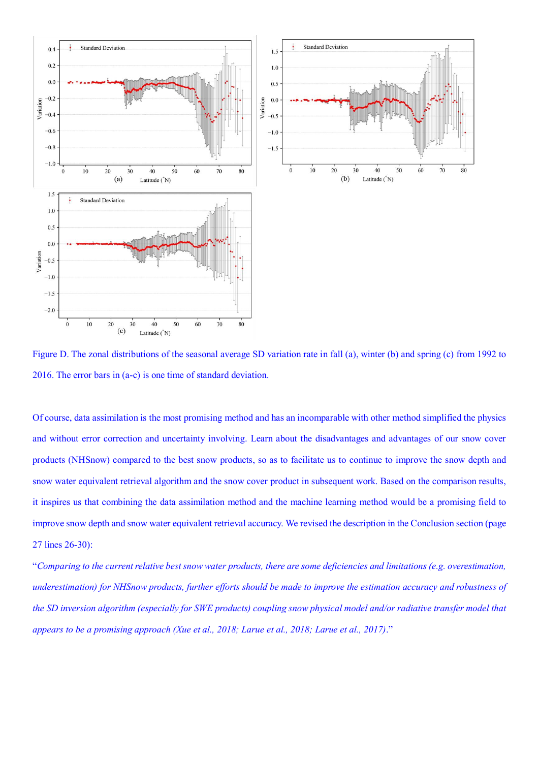Standard Deviation

0.4
0.2
0.0
−0.2
−0.4
−0.6
−0.8
−1.0

Variation

0 10 20 30 40 50 60 70 80

(a) Latitude (°N)

Standard Deviation

1.5
1.0
0.5
0.0
−0.5
−1.0
−1.5

Variation

0 10 20 30 40 50 60 70 80

(b) Latitude (°N)

Standard Deviation

1.5
1.0
0.5
0.0
−0.5
−1.0
−1.5
−2.0

Variation

0 10 20 30 40 50 60 70 80

(c) Latitude (°N)

Figure D. The zonal distributions of the seasonal average SD variation rate in fall (a), winter (b) and spring (c) from 1992 to 2016. The error bars in (a-c) is one time of standard deviation.

Of course, data assimilation is the most promising method and has an incomparable with other method simplified the physics and without error correction and uncertainty involving. Learn about the disadvantages and advantages of our snow cover products (NHSnow) compared to the best snow products, so as to facilitate us to continue to improve the snow depth and snow water equivalent retrieval algorithm and the snow cover product in subsequent work. Based on the comparison results, it inspires us that combining the data assimilation method and the machine learning method would be a promising field to improve snow depth and snow water equivalent retrieval accuracy. We revised the description in the Conclusion section (page 27 lines 26-30):

"*Comparing to the current relative best snow water products, there are some deficiencies and limitations (e.g. overestimation, underestimation) for NHSnow products, further efforts should be made to improve the estimation accuracy and robustness of the SD inversion algorithm (especially for SWE products) coupling snow physical model and/or radiative transfer model that appears to be a promising approach (Xue et al., 2018; Larue et al., 2018; Larue et al., 2017).*"